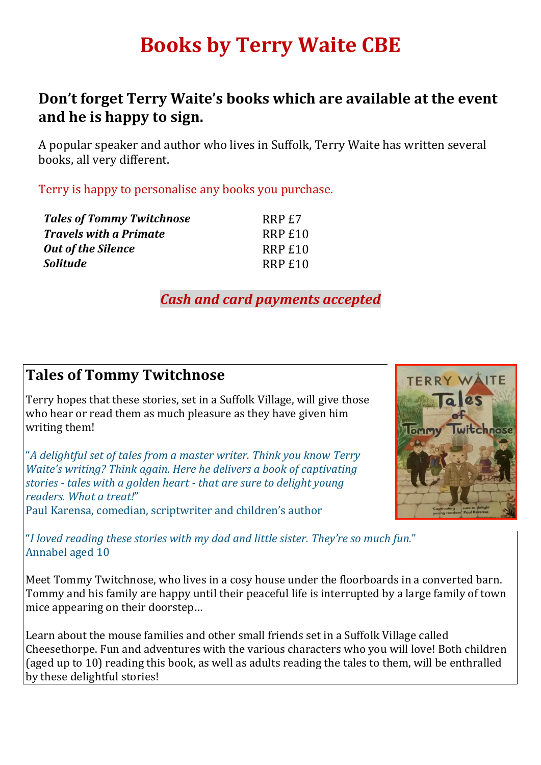# Books by Terry Waite CBE

## Don't forget Terry Waite's books which are available at the event and he is happy to sign.

A popular speaker and author who lives in Suffolk, Terry Waite has written several books, all very different.

Terry is happy to personalise any books you purchase.

| | |
|---|---|
| ***Tales of Tommy Twitchnose*** | RRP £7 |
| ***Travels with a Primate*** | RRP £10 |
| ***Out of the Silence*** | RRP £10 |
| ***Solitude*** | RRP £10 |

***Cash and card payments accepted***

## Tales of Tommy Twitchnose

Terry hopes that these stories, set in a Suffolk Village, will give those who hear or read them as much pleasure as they have given him writing them!

"*A delightful set of tales from a master writer. Think you know Terry Waite's writing? Think again. Here he delivers a book of captivating stories - tales with a golden heart - that are sure to delight young readers. What a treat!*"
Paul Karensa, comedian, scriptwriter and children's author

"*I loved reading these stories with my dad and little sister. They're so much fun.*"
Annabel aged 10

Meet Tommy Twitchnose, who lives in a cosy house under the floorboards in a converted barn. Tommy and his family are happy until their peaceful life is interrupted by a large family of town mice appearing on their doorstep…

Learn about the mouse families and other small friends set in a Suffolk Village called Cheesethorpe. Fun and adventures with the various characters who you will love! Both children (aged up to 10) reading this book, as well as adults reading the tales to them, will be enthralled by these delightful stories!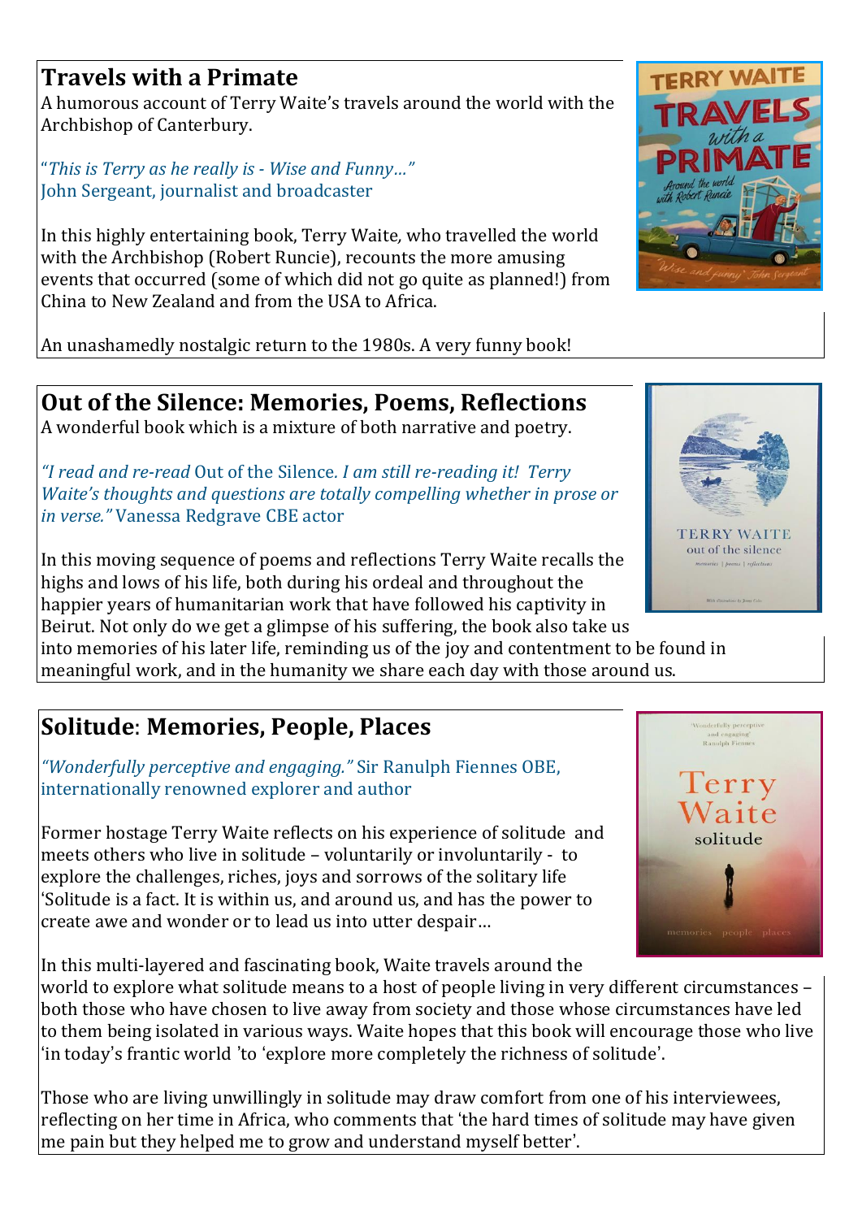## Travels with a Primate

A humorous account of Terry Waite's travels around the world with the Archbishop of Canterbury.

*"This is Terry as he really is - Wise and Funny…"*
John Sergeant, journalist and broadcaster

In this highly entertaining book, Terry Waite, who travelled the world with the Archbishop (Robert Runcie), recounts the more amusing events that occurred (some of which did not go quite as planned!) from China to New Zealand and from the USA to Africa.

An unashamedly nostalgic return to the 1980s. A very funny book!

## Out of the Silence: Memories, Poems, Reflections

A wonderful book which is a mixture of both narrative and poetry.

*"I read and re-read* Out of the Silence*. I am still re-reading it! Terry Waite's thoughts and questions are totally compelling whether in prose or in verse."* Vanessa Redgrave CBE actor

In this moving sequence of poems and reflections Terry Waite recalls the highs and lows of his life, both during his ordeal and throughout the happier years of humanitarian work that have followed his captivity in Beirut. Not only do we get a glimpse of his suffering, the book also take us into memories of his later life, reminding us of the joy and contentment to be found in meaningful work, and in the humanity we share each day with those around us.

## Solitude: Memories, People, Places

*"Wonderfully perceptive and engaging."* Sir Ranulph Fiennes OBE, internationally renowned explorer and author

Former hostage Terry Waite reflects on his experience of solitude and meets others who live in solitude – voluntarily or involuntarily - to explore the challenges, riches, joys and sorrows of the solitary life 'Solitude is a fact. It is within us, and around us, and has the power to create awe and wonder or to lead us into utter despair…

In this multi-layered and fascinating book, Waite travels around the world to explore what solitude means to a host of people living in very different circumstances – both those who have chosen to live away from society and those whose circumstances have led to them being isolated in various ways. Waite hopes that this book will encourage those who live 'in today's frantic world 'to 'explore more completely the richness of solitude'.

Those who are living unwillingly in solitude may draw comfort from one of his interviewees, reflecting on her time in Africa, who comments that 'the hard times of solitude may have given me pain but they helped me to grow and understand myself better'.